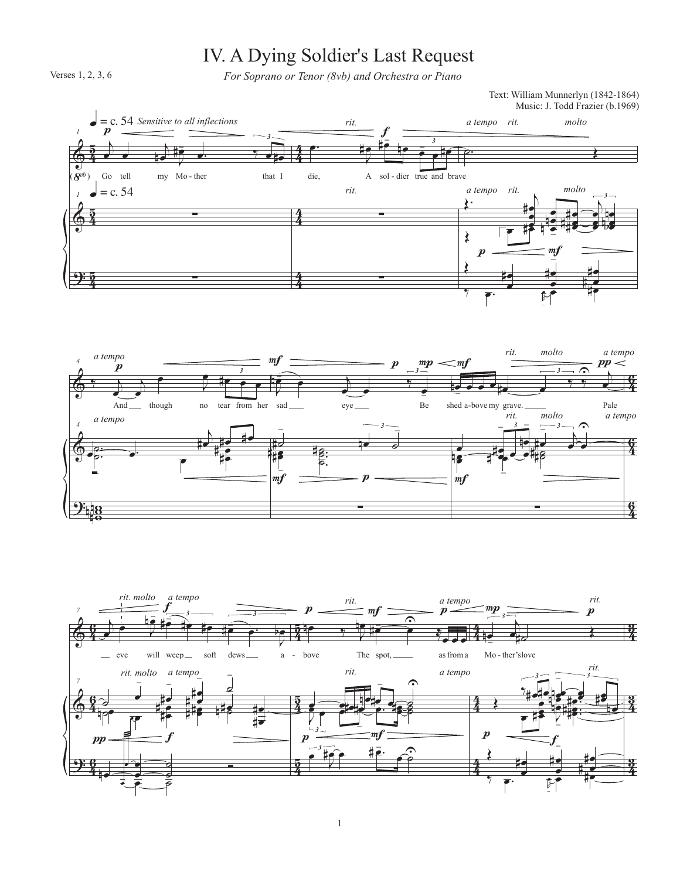# IV. A Dying Soldier's Last Request

Verses 1, 2, 3, 6

*For Soprano or Tenor (8vb) and Orchestra or Piano*

Text: William Munnerlyn (1842-1864)
Music: J. Todd Frazier (b.1969)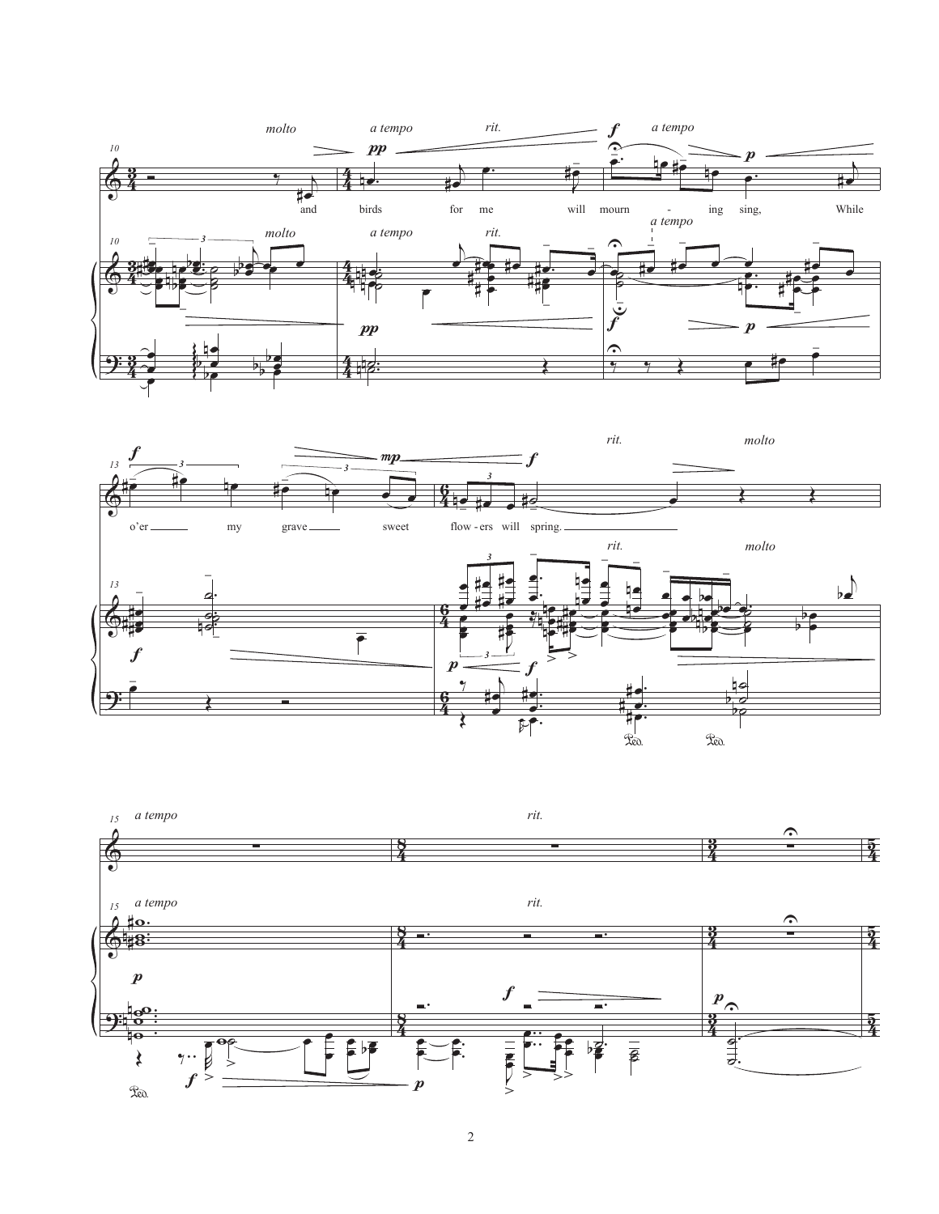and birds for me will mourn - ing sing, While

o'er my grave sweet flow - ers will spring.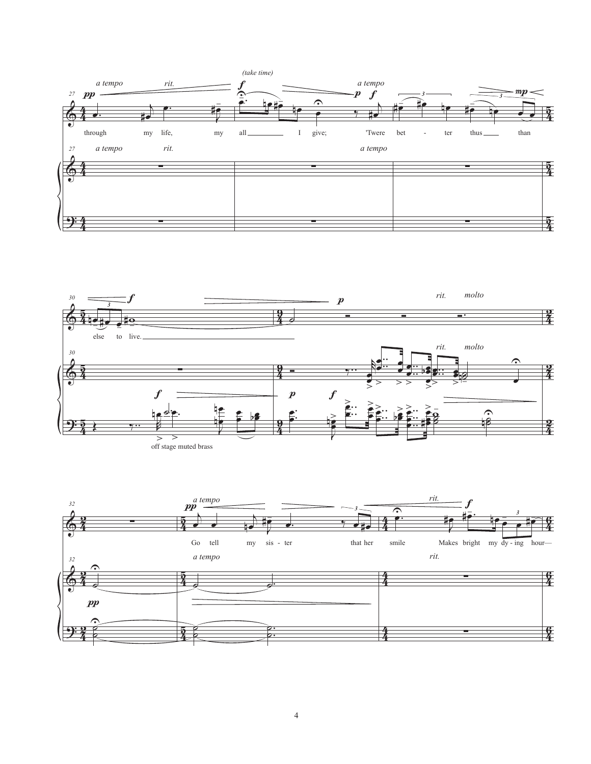through my life, my all I give;
'Twere better thus than else to live.

Go tell my sister that her smile Makes bright my dying hour—

off stage muted brass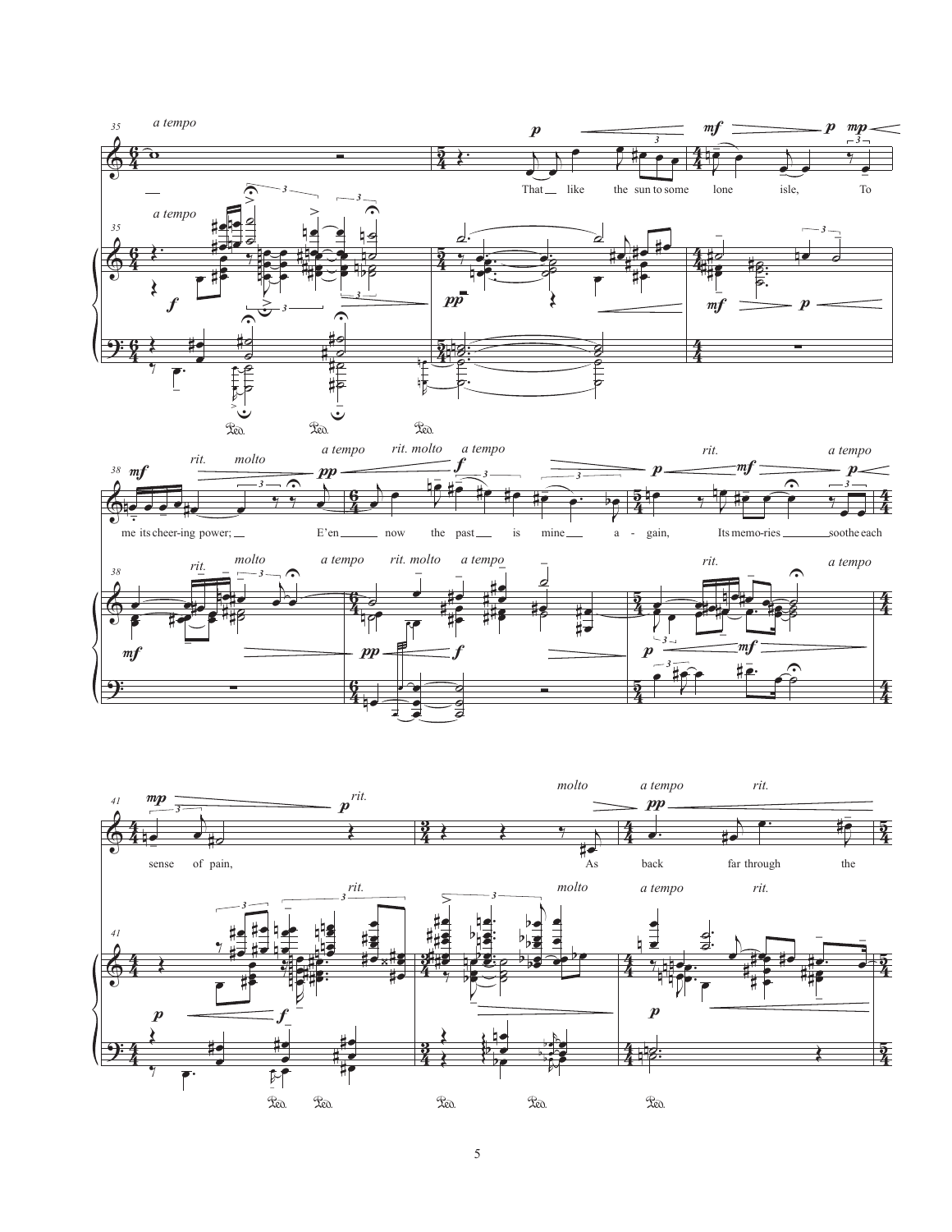That like the sun to some lone isle, To me its cheer-ing power; E'en now the past is mine a-gain, Its memo-ries soothe each sense of pain, As back far through the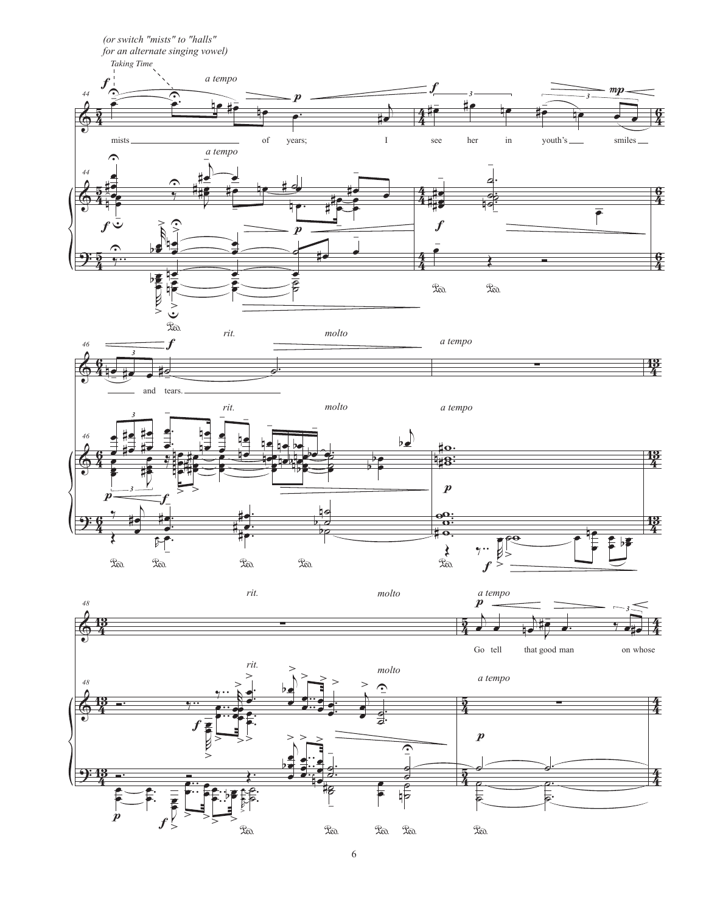(or switch "mists" to "halls" for an alternate singing vowel)

Taking Time

mists of years; I see her in youth's smiles and tears.

Go tell that good man on whose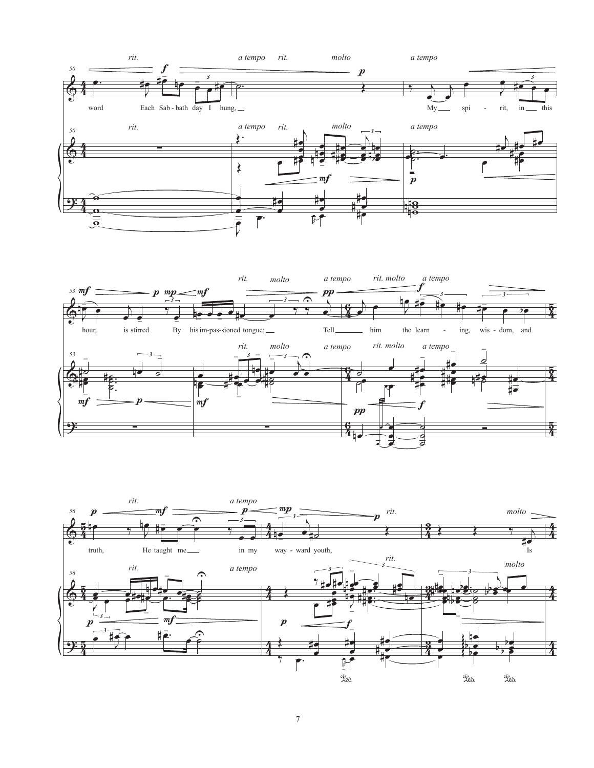word Each Sab-bath day I hung, My spi-rit, in this hour, is stirred By his im-pas-sioned tongue; Tell him the learn-ing, wis-dom, and truth, He taught me in my way-ward youth, Is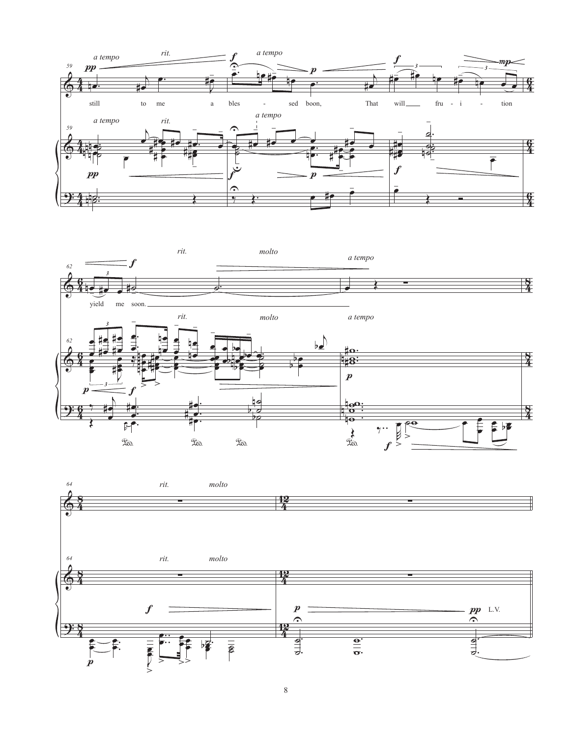still to me a bles - sed boon, That will fru - i - tion yield me soon.